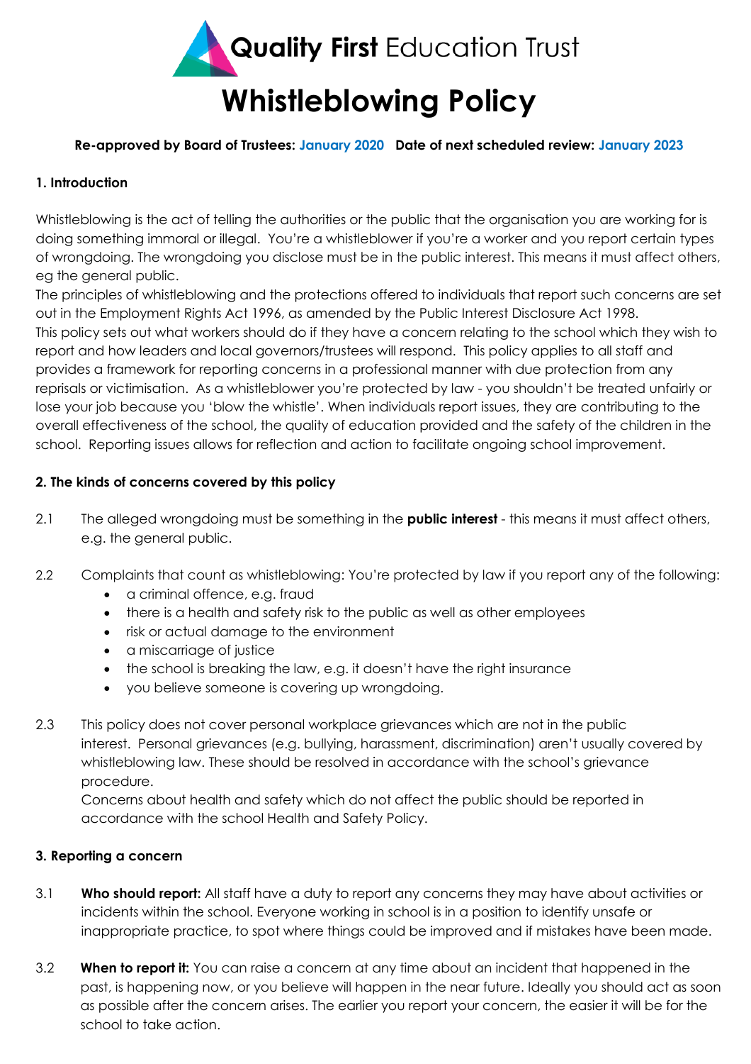Quality First Education Trust

# Whistleblowing Policy

**Re-approved by Board of Trustees: January 2020   Date of next scheduled review: January 2023**

## 1. Introduction

Whistleblowing is the act of telling the authorities or the public that the organisation you are working for is doing something immoral or illegal. You're a whistleblower if you're a worker and you report certain types of wrongdoing. The wrongdoing you disclose must be in the public interest. This means it must affect others, eg the general public.

The principles of whistleblowing and the protections offered to individuals that report such concerns are set out in the Employment Rights Act 1996, as amended by the Public Interest Disclosure Act 1998.

This policy sets out what workers should do if they have a concern relating to the school which they wish to report and how leaders and local governors/trustees will respond. This policy applies to all staff and provides a framework for reporting concerns in a professional manner with due protection from any reprisals or victimisation. As a whistleblower you're protected by law - you shouldn't be treated unfairly or lose your job because you 'blow the whistle'. When individuals report issues, they are contributing to the overall effectiveness of the school, the quality of education provided and the safety of the children in the school. Reporting issues allows for reflection and action to facilitate ongoing school improvement.

## 2. The kinds of concerns covered by this policy

2.1 The alleged wrongdoing must be something in the **public interest** - this means it must affect others, e.g. the general public.

2.2 Complaints that count as whistleblowing: You're protected by law if you report any of the following:

- a criminal offence, e.g. fraud
- there is a health and safety risk to the public as well as other employees
- risk or actual damage to the environment
- a miscarriage of justice
- the school is breaking the law, e.g. it doesn't have the right insurance
- you believe someone is covering up wrongdoing.

2.3 This policy does not cover personal workplace grievances which are not in the public interest. Personal grievances (e.g. bullying, harassment, discrimination) aren't usually covered by whistleblowing law. These should be resolved in accordance with the school's grievance procedure.
Concerns about health and safety which do not affect the public should be reported in accordance with the school Health and Safety Policy.

## 3. Reporting a concern

3.1 **Who should report:** All staff have a duty to report any concerns they may have about activities or incidents within the school. Everyone working in school is in a position to identify unsafe or inappropriate practice, to spot where things could be improved and if mistakes have been made.

3.2 **When to report it:** You can raise a concern at any time about an incident that happened in the past, is happening now, or you believe will happen in the near future. Ideally you should act as soon as possible after the concern arises. The earlier you report your concern, the easier it will be for the school to take action.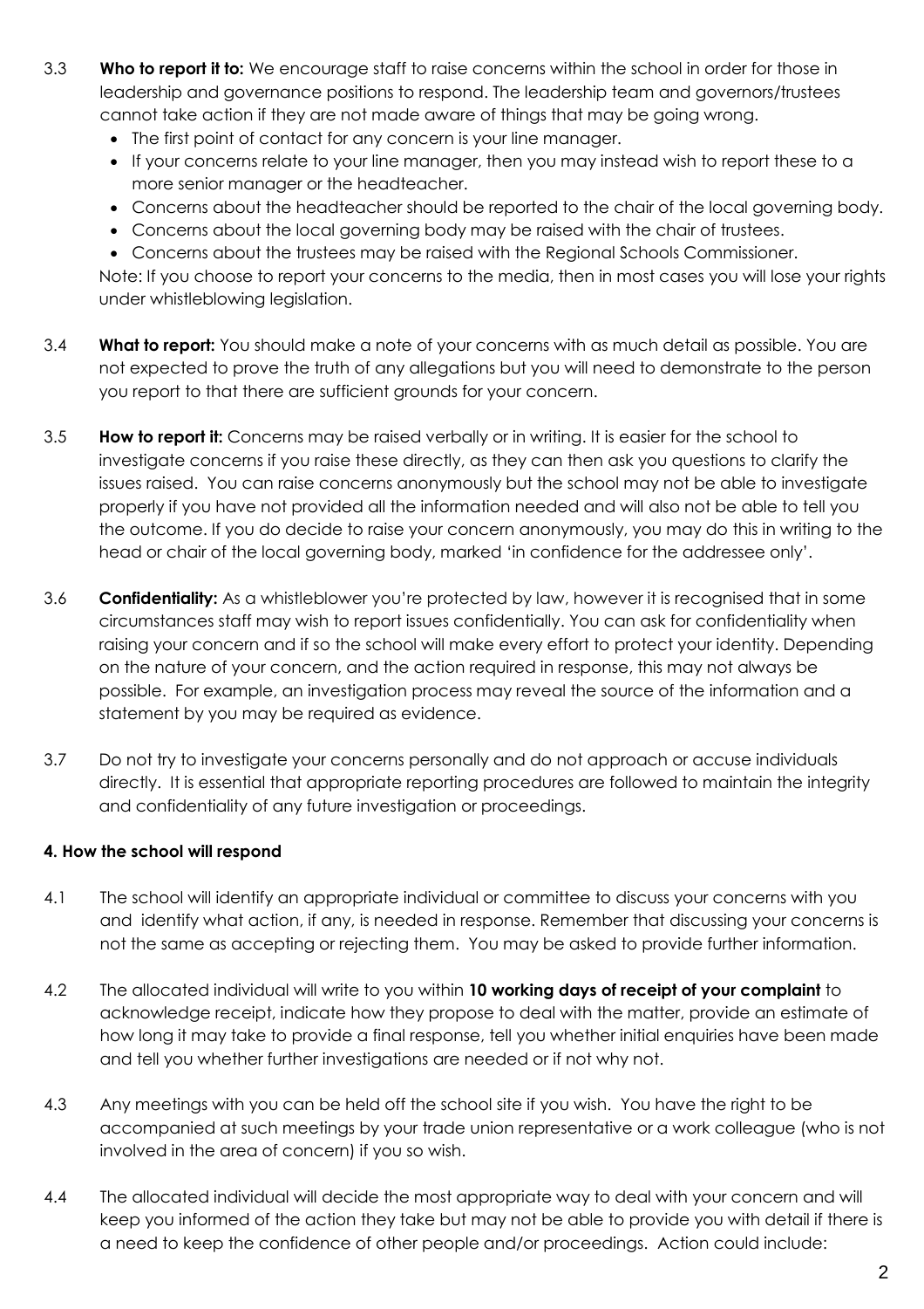3.3 **Who to report it to:** We encourage staff to raise concerns within the school in order for those in leadership and governance positions to respond. The leadership team and governors/trustees cannot take action if they are not made aware of things that may be going wrong.

- The first point of contact for any concern is your line manager.
- If your concerns relate to your line manager, then you may instead wish to report these to a more senior manager or the headteacher.
- Concerns about the headteacher should be reported to the chair of the local governing body.
- Concerns about the local governing body may be raised with the chair of trustees.
- Concerns about the trustees may be raised with the Regional Schools Commissioner.

Note: If you choose to report your concerns to the media, then in most cases you will lose your rights under whistleblowing legislation.

3.4 **What to report:** You should make a note of your concerns with as much detail as possible. You are not expected to prove the truth of any allegations but you will need to demonstrate to the person you report to that there are sufficient grounds for your concern.

3.5 **How to report it:** Concerns may be raised verbally or in writing. It is easier for the school to investigate concerns if you raise these directly, as they can then ask you questions to clarify the issues raised. You can raise concerns anonymously but the school may not be able to investigate properly if you have not provided all the information needed and will also not be able to tell you the outcome. If you do decide to raise your concern anonymously, you may do this in writing to the head or chair of the local governing body, marked 'in confidence for the addressee only'.

3.6 **Confidentiality:** As a whistleblower you're protected by law, however it is recognised that in some circumstances staff may wish to report issues confidentially. You can ask for confidentiality when raising your concern and if so the school will make every effort to protect your identity. Depending on the nature of your concern, and the action required in response, this may not always be possible. For example, an investigation process may reveal the source of the information and a statement by you may be required as evidence.

3.7 Do not try to investigate your concerns personally and do not approach or accuse individuals directly. It is essential that appropriate reporting procedures are followed to maintain the integrity and confidentiality of any future investigation or proceedings.

**4. How the school will respond**

4.1 The school will identify an appropriate individual or committee to discuss your concerns with you and identify what action, if any, is needed in response. Remember that discussing your concerns is not the same as accepting or rejecting them. You may be asked to provide further information.

4.2 The allocated individual will write to you within **10 working days of receipt of your complaint** to acknowledge receipt, indicate how they propose to deal with the matter, provide an estimate of how long it may take to provide a final response, tell you whether initial enquiries have been made and tell you whether further investigations are needed or if not why not.

4.3 Any meetings with you can be held off the school site if you wish. You have the right to be accompanied at such meetings by your trade union representative or a work colleague (who is not involved in the area of concern) if you so wish.

4.4 The allocated individual will decide the most appropriate way to deal with your concern and will keep you informed of the action they take but may not be able to provide you with detail if there is a need to keep the confidence of other people and/or proceedings. Action could include: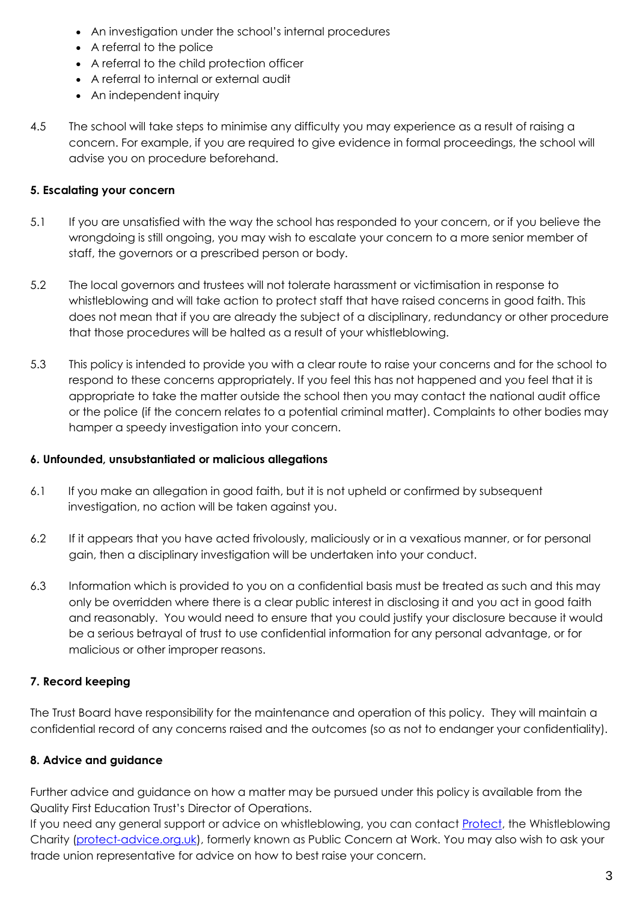- An investigation under the school's internal procedures
- A referral to the police
- A referral to the child protection officer
- A referral to internal or external audit
- An independent inquiry

4.5 The school will take steps to minimise any difficulty you may experience as a result of raising a concern. For example, if you are required to give evidence in formal proceedings, the school will advise you on procedure beforehand.

**5. Escalating your concern**

5.1 If you are unsatisfied with the way the school has responded to your concern, or if you believe the wrongdoing is still ongoing, you may wish to escalate your concern to a more senior member of staff, the governors or a prescribed person or body.

5.2 The local governors and trustees will not tolerate harassment or victimisation in response to whistleblowing and will take action to protect staff that have raised concerns in good faith. This does not mean that if you are already the subject of a disciplinary, redundancy or other procedure that those procedures will be halted as a result of your whistleblowing.

5.3 This policy is intended to provide you with a clear route to raise your concerns and for the school to respond to these concerns appropriately. If you feel this has not happened and you feel that it is appropriate to take the matter outside the school then you may contact the national audit office or the police (if the concern relates to a potential criminal matter). Complaints to other bodies may hamper a speedy investigation into your concern.

**6. Unfounded, unsubstantiated or malicious allegations**

6.1 If you make an allegation in good faith, but it is not upheld or confirmed by subsequent investigation, no action will be taken against you.

6.2 If it appears that you have acted frivolously, maliciously or in a vexatious manner, or for personal gain, then a disciplinary investigation will be undertaken into your conduct.

6.3 Information which is provided to you on a confidential basis must be treated as such and this may only be overridden where there is a clear public interest in disclosing it and you act in good faith and reasonably. You would need to ensure that you could justify your disclosure because it would be a serious betrayal of trust to use confidential information for any personal advantage, or for malicious or other improper reasons.

**7. Record keeping**

The Trust Board have responsibility for the maintenance and operation of this policy. They will maintain a confidential record of any concerns raised and the outcomes (so as not to endanger your confidentiality).

**8. Advice and guidance**

Further advice and guidance on how a matter may be pursued under this policy is available from the Quality First Education Trust's Director of Operations.
If you need any general support or advice on whistleblowing, you can contact Protect, the Whistleblowing Charity (protect-advice.org.uk), formerly known as Public Concern at Work. You may also wish to ask your trade union representative for advice on how to best raise your concern.